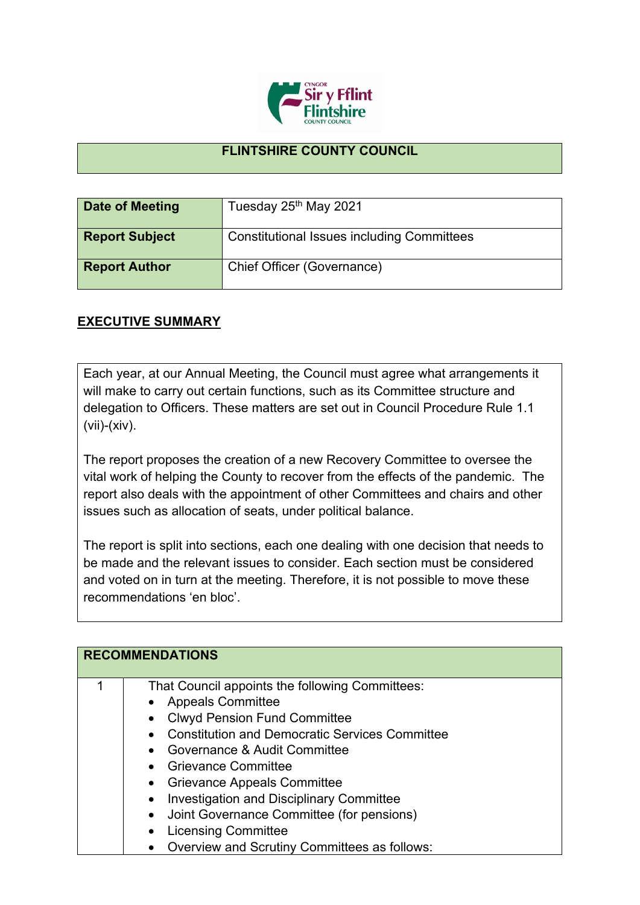# FLINTSHIRE COUNTY COUNCIL

| Date of Meeting | Tuesday 25th May 2021 |
|---|---|
| **Report Subject** | Constitutional Issues including Committees |
| **Report Author** | Chief Officer (Governance) |

## EXECUTIVE SUMMARY

Each year, at our Annual Meeting, the Council must agree what arrangements it will make to carry out certain functions, such as its Committee structure and delegation to Officers. These matters are set out in Council Procedure Rule 1.1 (vii)-(xiv).

The report proposes the creation of a new Recovery Committee to oversee the vital work of helping the County to recover from the effects of the pandemic. The report also deals with the appointment of other Committees and chairs and other issues such as allocation of seats, under political balance.

The report is split into sections, each one dealing with one decision that needs to be made and the relevant issues to consider. Each section must be considered and voted on in turn at the meeting. Therefore, it is not possible to move these recommendations 'en bloc'.

## RECOMMENDATIONS

1. That Council appoints the following Committees:
   - Appeals Committee
   - Clwyd Pension Fund Committee
   - Constitution and Democratic Services Committee
   - Governance & Audit Committee
   - Grievance Committee
   - Grievance Appeals Committee
   - Investigation and Disciplinary Committee
   - Joint Governance Committee (for pensions)
   - Licensing Committee
   - Overview and Scrutiny Committees as follows: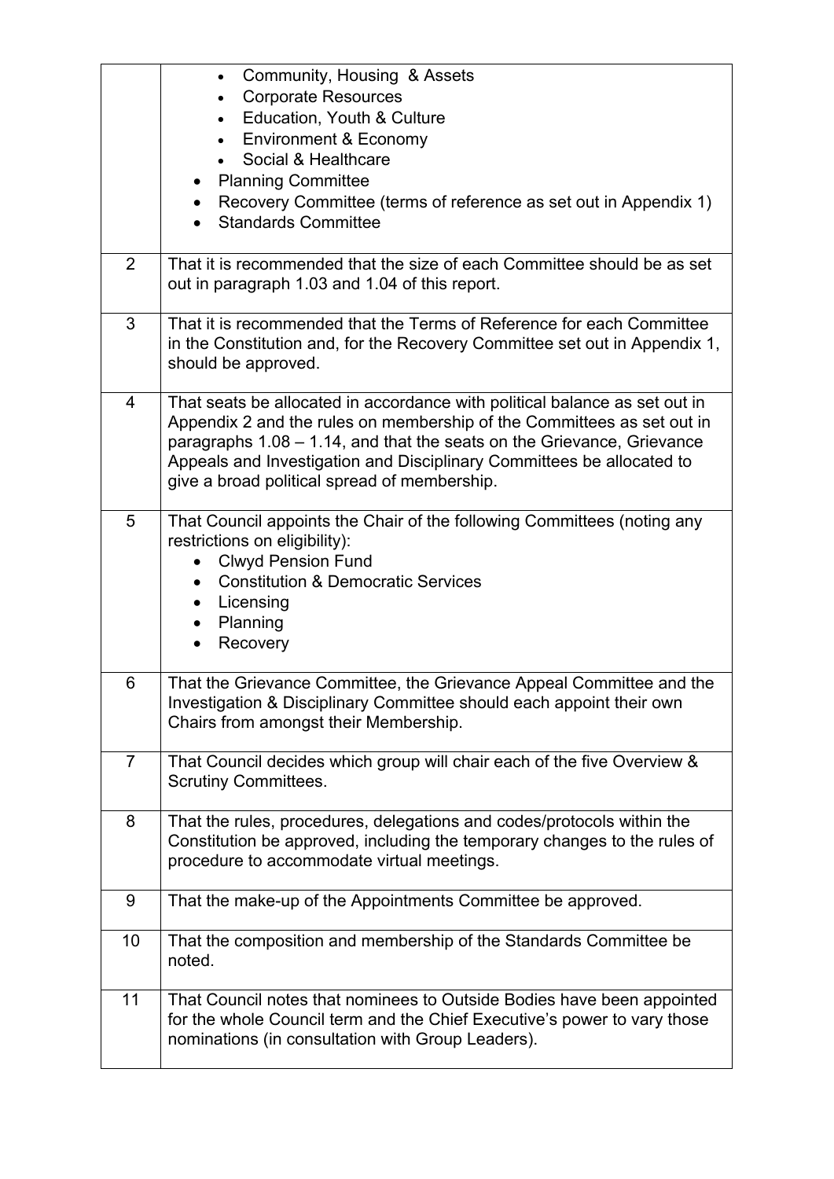| | |
|---|---|
| | <ul><li>Community, Housing & Assets</li><li>Corporate Resources</li><li>Education, Youth & Culture</li><li>Environment & Economy</li><li>Social & Healthcare</li></ul>• Planning Committee<br>• Recovery Committee (terms of reference as set out in Appendix 1)<br>• Standards Committee |
| 2 | That it is recommended that the size of each Committee should be as set out in paragraph 1.03 and 1.04 of this report. |
| 3 | That it is recommended that the Terms of Reference for each Committee in the Constitution and, for the Recovery Committee set out in Appendix 1, should be approved. |
| 4 | That seats be allocated in accordance with political balance as set out in Appendix 2 and the rules on membership of the Committees as set out in paragraphs 1.08 – 1.14, and that the seats on the Grievance, Grievance Appeals and Investigation and Disciplinary Committees be allocated to give a broad political spread of membership. |
| 5 | That Council appoints the Chair of the following Committees (noting any restrictions on eligibility):<br>• Clwyd Pension Fund<br>• Constitution & Democratic Services<br>• Licensing<br>• Planning<br>• Recovery |
| 6 | That the Grievance Committee, the Grievance Appeal Committee and the Investigation & Disciplinary Committee should each appoint their own Chairs from amongst their Membership. |
| 7 | That Council decides which group will chair each of the five Overview & Scrutiny Committees. |
| 8 | That the rules, procedures, delegations and codes/protocols within the Constitution be approved, including the temporary changes to the rules of procedure to accommodate virtual meetings. |
| 9 | That the make-up of the Appointments Committee be approved. |
| 10 | That the composition and membership of the Standards Committee be noted. |
| 11 | That Council notes that nominees to Outside Bodies have been appointed for the whole Council term and the Chief Executive's power to vary those nominations (in consultation with Group Leaders). |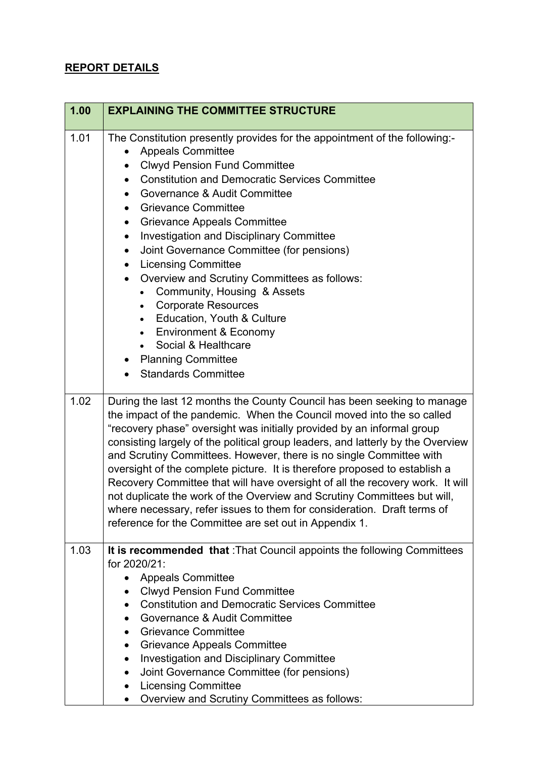**REPORT DETAILS**

| 1.00 | EXPLAINING THE COMMITTEE STRUCTURE |
| --- | --- |
| 1.01 | The Constitution presently provides for the appointment of the following:- <br>• Appeals Committee <br>• Clwyd Pension Fund Committee <br>• Constitution and Democratic Services Committee <br>• Governance & Audit Committee <br>• Grievance Committee <br>• Grievance Appeals Committee <br>• Investigation and Disciplinary Committee <br>• Joint Governance Committee (for pensions) <br>• Licensing Committee <br>• Overview and Scrutiny Committees as follows: <br>&nbsp;&nbsp;&nbsp;&nbsp;• Community, Housing & Assets <br>&nbsp;&nbsp;&nbsp;&nbsp;• Corporate Resources <br>&nbsp;&nbsp;&nbsp;&nbsp;• Education, Youth & Culture <br>&nbsp;&nbsp;&nbsp;&nbsp;• Environment & Economy <br>&nbsp;&nbsp;&nbsp;&nbsp;• Social & Healthcare <br>• Planning Committee <br>• Standards Committee |
| 1.02 | During the last 12 months the County Council has been seeking to manage the impact of the pandemic. When the Council moved into the so called "recovery phase" oversight was initially provided by an informal group consisting largely of the political group leaders, and latterly by the Overview and Scrutiny Committees. However, there is no single Committee with oversight of the complete picture. It is therefore proposed to establish a Recovery Committee that will have oversight of all the recovery work. It will not duplicate the work of the Overview and Scrutiny Committees but will, where necessary, refer issues to them for consideration. Draft terms of reference for the Committee are set out in Appendix 1. |
| 1.03 | **It is recommended that** :That Council appoints the following Committees for 2020/21: <br>• Appeals Committee <br>• Clwyd Pension Fund Committee <br>• Constitution and Democratic Services Committee <br>• Governance & Audit Committee <br>• Grievance Committee <br>• Grievance Appeals Committee <br>• Investigation and Disciplinary Committee <br>• Joint Governance Committee (for pensions) <br>• Licensing Committee <br>• Overview and Scrutiny Committees as follows: |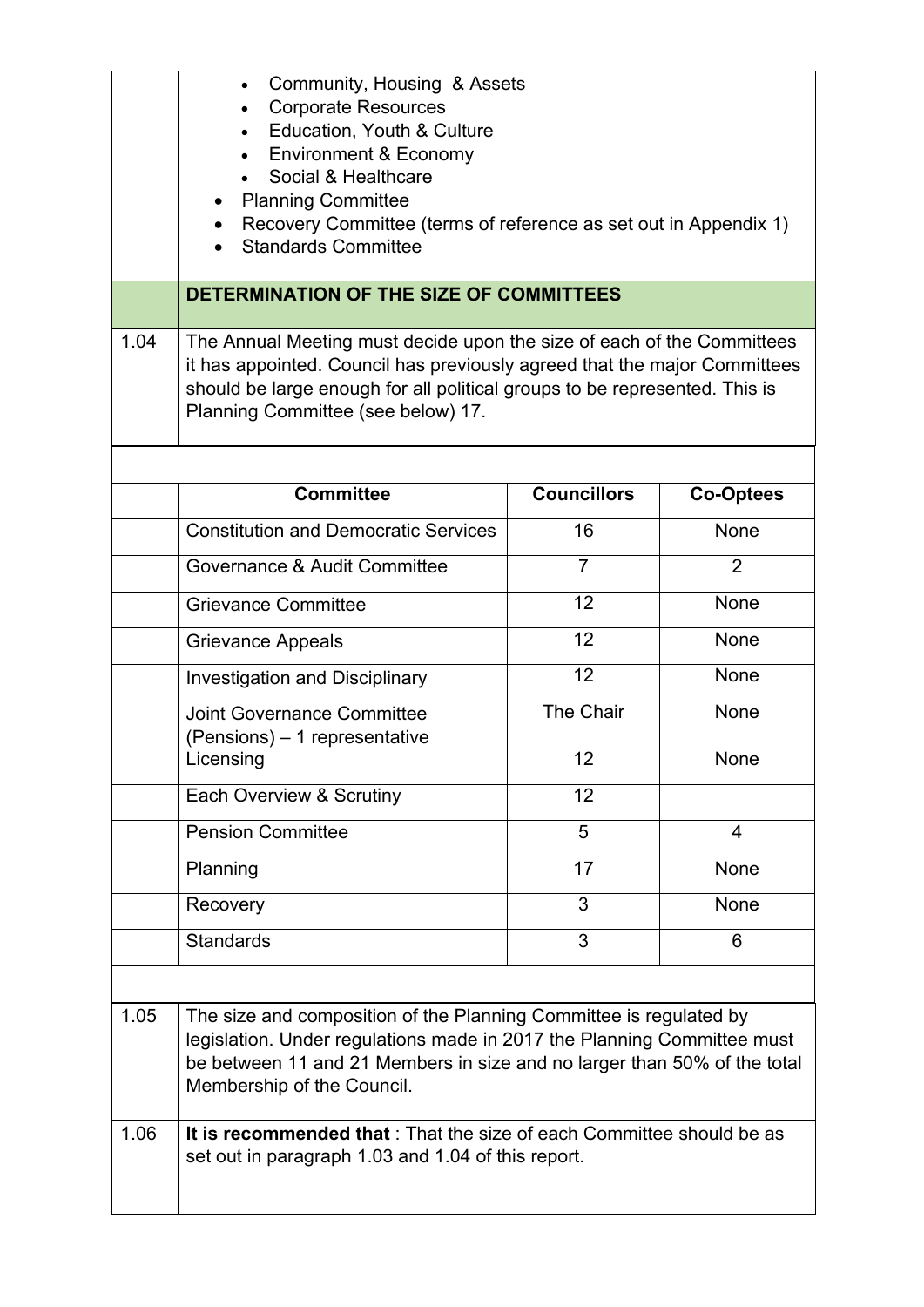- Community, Housing & Assets
    - Corporate Resources
    - Education, Youth & Culture
    - Environment & Economy
    - Social & Healthcare
- Planning Committee
- Recovery Committee (terms of reference as set out in Appendix 1)
- Standards Committee

## DETERMINATION OF THE SIZE OF COMMITTEES

1.04 The Annual Meeting must decide upon the size of each of the Committees it has appointed. Council has previously agreed that the major Committees should be large enough for all political groups to be represented. This is Planning Committee (see below) 17.

| Committee | Councillors | Co-Optees |
|---|---|---|
| Constitution and Democratic Services | 16 | None |
| Governance & Audit Committee | 7 | 2 |
| Grievance Committee | 12 | None |
| Grievance Appeals | 12 | None |
| Investigation and Disciplinary | 12 | None |
| Joint Governance Committee (Pensions) – 1 representative | The Chair | None |
| Licensing | 12 | None |
| Each Overview & Scrutiny | 12 | |
| Pension Committee | 5 | 4 |
| Planning | 17 | None |
| Recovery | 3 | None |
| Standards | 3 | 6 |

1.05 The size and composition of the Planning Committee is regulated by legislation. Under regulations made in 2017 the Planning Committee must be between 11 and 21 Members in size and no larger than 50% of the total Membership of the Council.

1.06 **It is recommended that** : That the size of each Committee should be as set out in paragraph 1.03 and 1.04 of this report.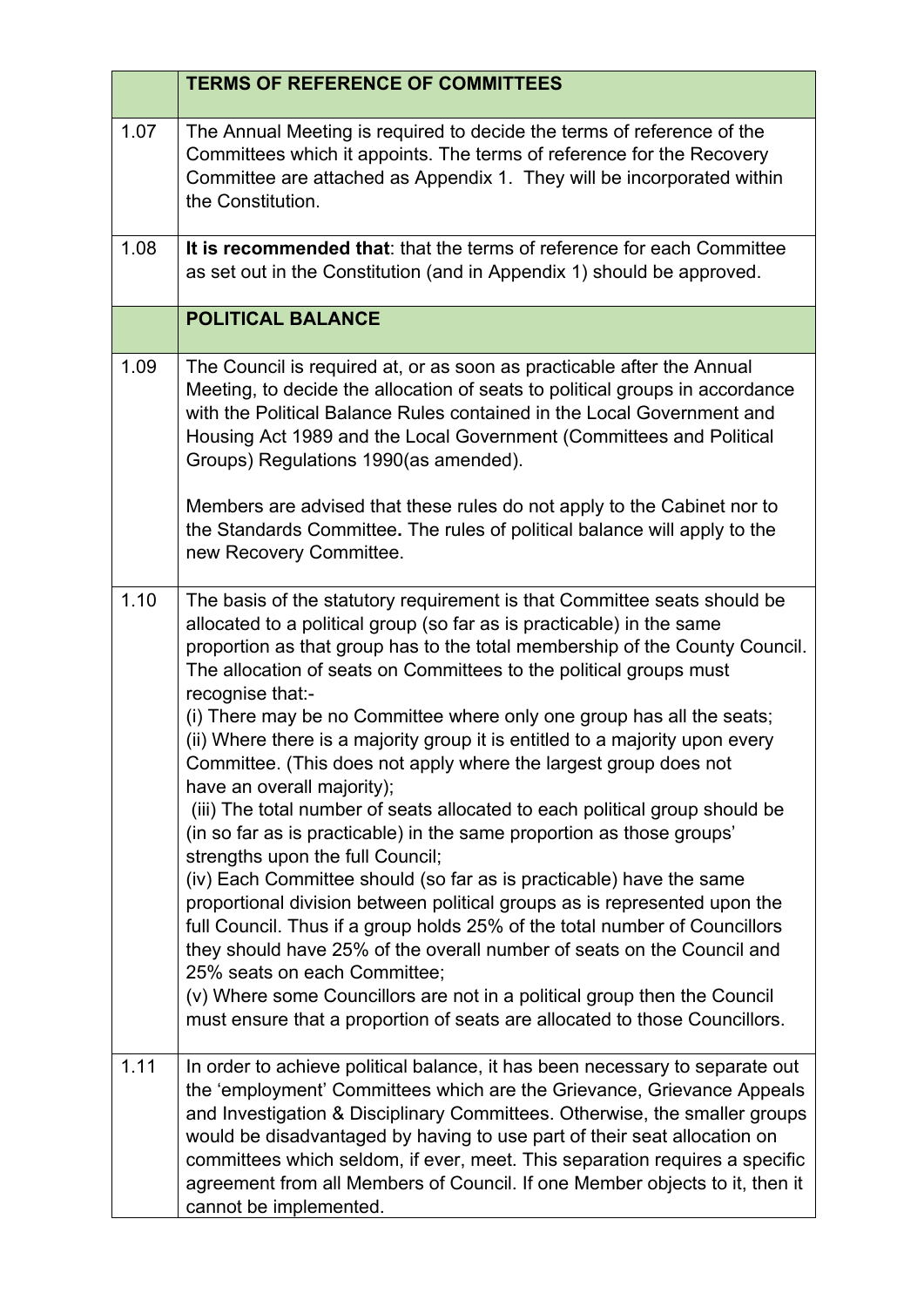| | TERMS OF REFERENCE OF COMMITTEES |
|---|---|
| 1.07 | The Annual Meeting is required to decide the terms of reference of the Committees which it appoints. The terms of reference for the Recovery Committee are attached as Appendix 1. They will be incorporated within the Constitution. |
| 1.08 | **It is recommended that**: that the terms of reference for each Committee as set out in the Constitution (and in Appendix 1) should be approved. |
| | **POLITICAL BALANCE** |
| 1.09 | The Council is required at, or as soon as practicable after the Annual Meeting, to decide the allocation of seats to political groups in accordance with the Political Balance Rules contained in the Local Government and Housing Act 1989 and the Local Government (Committees and Political Groups) Regulations 1990(as amended).<br><br>Members are advised that these rules do not apply to the Cabinet nor to the Standards Committee**.** The rules of political balance will apply to the new Recovery Committee. |
| 1.10 | The basis of the statutory requirement is that Committee seats should be allocated to a political group (so far as is practicable) in the same proportion as that group has to the total membership of the County Council. The allocation of seats on Committees to the political groups must recognise that:-<br>(i) There may be no Committee where only one group has all the seats;<br>(ii) Where there is a majority group it is entitled to a majority upon every Committee. (This does not apply where the largest group does not have an overall majority);<br>(iii) The total number of seats allocated to each political group should be (in so far as is practicable) in the same proportion as those groups' strengths upon the full Council;<br>(iv) Each Committee should (so far as is practicable) have the same proportional division between political groups as is represented upon the full Council. Thus if a group holds 25% of the total number of Councillors they should have 25% of the overall number of seats on the Council and 25% seats on each Committee;<br>(v) Where some Councillors are not in a political group then the Council must ensure that a proportion of seats are allocated to those Councillors. |
| 1.11 | In order to achieve political balance, it has been necessary to separate out the 'employment' Committees which are the Grievance, Grievance Appeals and Investigation & Disciplinary Committees. Otherwise, the smaller groups would be disadvantaged by having to use part of their seat allocation on committees which seldom, if ever, meet. This separation requires a specific agreement from all Members of Council. If one Member objects to it, then it cannot be implemented. |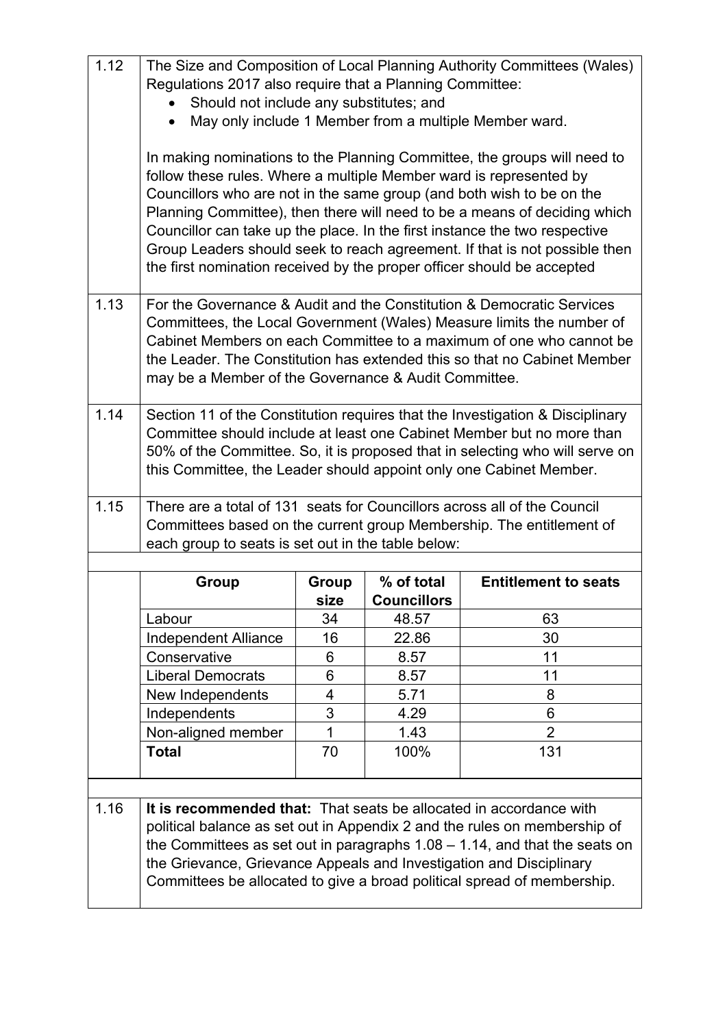| | |
|---|---|
| 1.12 | The Size and Composition of Local Planning Authority Committees (Wales) Regulations 2017 also require that a Planning Committee:<br>• Should not include any substitutes; and<br>• May only include 1 Member from a multiple Member ward.<br><br>In making nominations to the Planning Committee, the groups will need to follow these rules. Where a multiple Member ward is represented by Councillors who are not in the same group (and both wish to be on the Planning Committee), then there will need to be a means of deciding which Councillor can take up the place. In the first instance the two respective Group Leaders should seek to reach agreement. If that is not possible then the first nomination received by the proper officer should be accepted |
| 1.13 | For the Governance & Audit and the Constitution & Democratic Services Committees, the Local Government (Wales) Measure limits the number of Cabinet Members on each Committee to a maximum of one who cannot be the Leader. The Constitution has extended this so that no Cabinet Member may be a Member of the Governance & Audit Committee. |
| 1.14 | Section 11 of the Constitution requires that the Investigation & Disciplinary Committee should include at least one Cabinet Member but no more than 50% of the Committee. So, it is proposed that in selecting who will serve on this Committee, the Leader should appoint only one Cabinet Member. |
| 1.15 | There are a total of 131 seats for Councillors across all of the Council Committees based on the current group Membership. The entitlement of each group to seats is set out in the table below: |

| Group | Group size | % of total Councillors | Entitlement to seats |
|---|---|---|---|
| Labour | 34 | 48.57 | 63 |
| Independent Alliance | 16 | 22.86 | 30 |
| Conservative | 6 | 8.57 | 11 |
| Liberal Democrats | 6 | 8.57 | 11 |
| New Independents | 4 | 5.71 | 8 |
| Independents | 3 | 4.29 | 6 |
| Non-aligned member | 1 | 1.43 | 2 |
| **Total** | 70 | 100% | 131 |

| | |
|---|---|
| 1.16 | **It is recommended that:** That seats be allocated in accordance with political balance as set out in Appendix 2 and the rules on membership of the Committees as set out in paragraphs 1.08 – 1.14, and that the seats on the Grievance, Grievance Appeals and Investigation and Disciplinary Committees be allocated to give a broad political spread of membership. |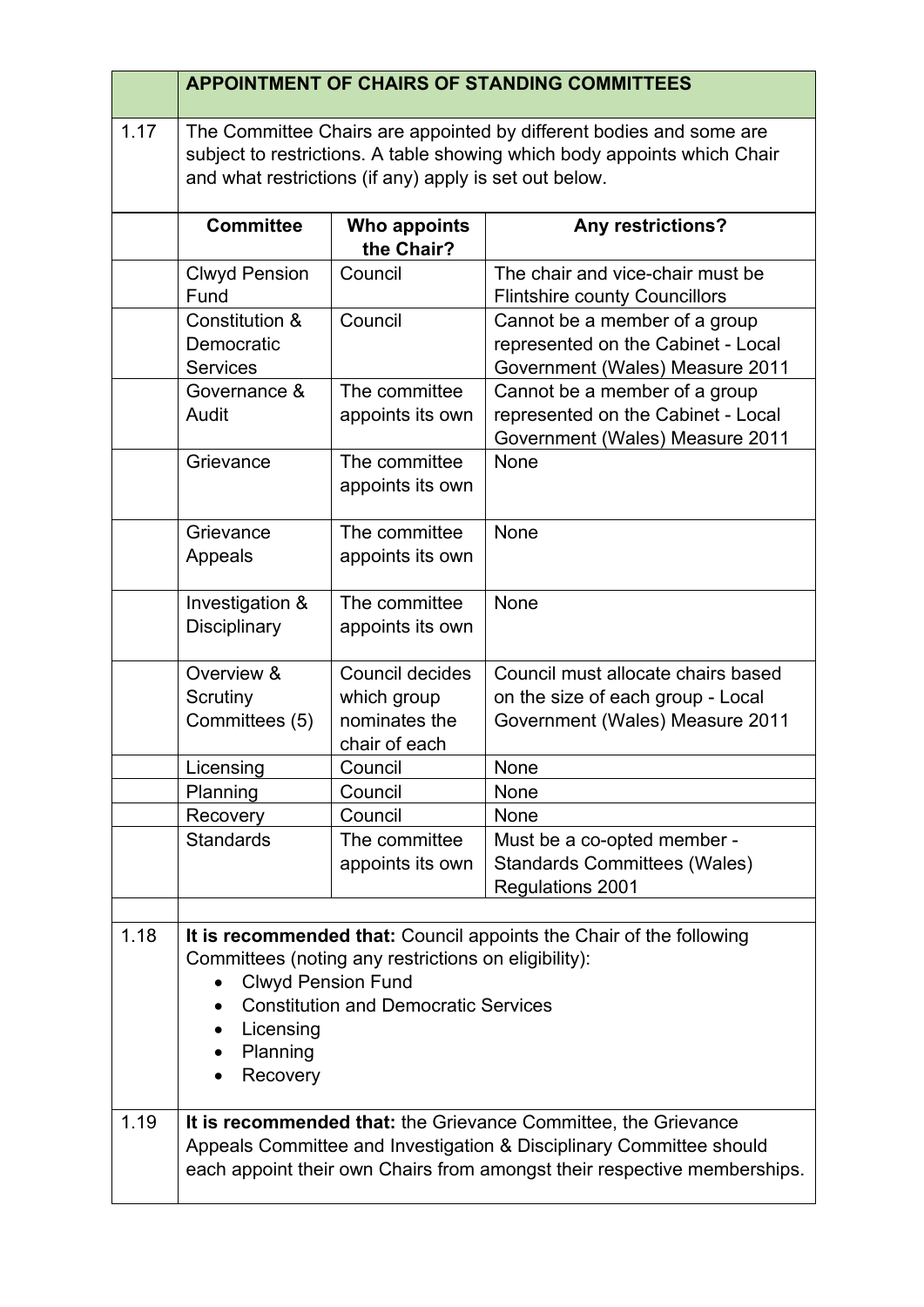## APPOINTMENT OF CHAIRS OF STANDING COMMITTEES

1.17 The Committee Chairs are appointed by different bodies and some are subject to restrictions. A table showing which body appoints which Chair and what restrictions (if any) apply is set out below.

| Committee | Who appoints the Chair? | Any restrictions? |
|---|---|---|
| Clwyd Pension Fund | Council | The chair and vice-chair must be Flintshire county Councillors |
| Constitution & Democratic Services | Council | Cannot be a member of a group represented on the Cabinet - Local Government (Wales) Measure 2011 |
| Governance & Audit | The committee appoints its own | Cannot be a member of a group represented on the Cabinet - Local Government (Wales) Measure 2011 |
| Grievance | The committee appoints its own | None |
| Grievance Appeals | The committee appoints its own | None |
| Investigation & Disciplinary | The committee appoints its own | None |
| Overview & Scrutiny Committees (5) | Council decides which group nominates the chair of each | Council must allocate chairs based on the size of each group - Local Government (Wales) Measure 2011 |
| Licensing | Council | None |
| Planning | Council | None |
| Recovery | Council | None |
| Standards | The committee appoints its own | Must be a co-opted member - Standards Committees (Wales) Regulations 2001 |

1.18 **It is recommended that:** Council appoints the Chair of the following Committees (noting any restrictions on eligibility):

- Clwyd Pension Fund
- Constitution and Democratic Services
- Licensing
- Planning
- Recovery

1.19 **It is recommended that:** the Grievance Committee, the Grievance Appeals Committee and Investigation & Disciplinary Committee should each appoint their own Chairs from amongst their respective memberships.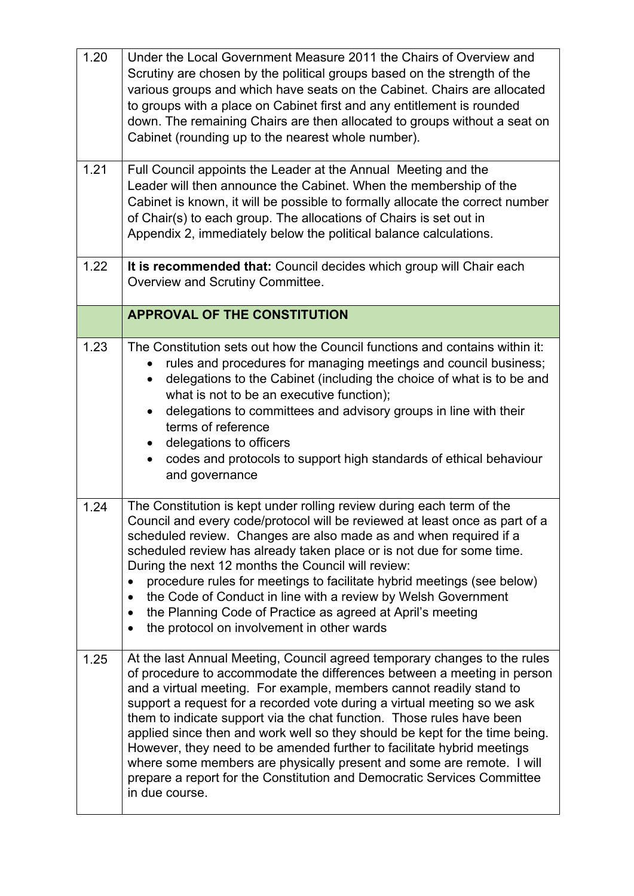| | |
|---|---|
| 1.20 | Under the Local Government Measure 2011 the Chairs of Overview and Scrutiny are chosen by the political groups based on the strength of the various groups and which have seats on the Cabinet. Chairs are allocated to groups with a place on Cabinet first and any entitlement is rounded down. The remaining Chairs are then allocated to groups without a seat on Cabinet (rounding up to the nearest whole number). |
| 1.21 | Full Council appoints the Leader at the Annual Meeting and the Leader will then announce the Cabinet. When the membership of the Cabinet is known, it will be possible to formally allocate the correct number of Chair(s) to each group. The allocations of Chairs is set out in Appendix 2, immediately below the political balance calculations. |
| 1.22 | **It is recommended that:** Council decides which group will Chair each Overview and Scrutiny Committee. |
| | **APPROVAL OF THE CONSTITUTION** |
| 1.23 | The Constitution sets out how the Council functions and contains within it:<br>• rules and procedures for managing meetings and council business;<br>• delegations to the Cabinet (including the choice of what is to be and what is not to be an executive function);<br>• delegations to committees and advisory groups in line with their terms of reference<br>• delegations to officers<br>• codes and protocols to support high standards of ethical behaviour and governance |
| 1.24 | The Constitution is kept under rolling review during each term of the Council and every code/protocol will be reviewed at least once as part of a scheduled review. Changes are also made as and when required if a scheduled review has already taken place or is not due for some time. During the next 12 months the Council will review:<br>• procedure rules for meetings to facilitate hybrid meetings (see below)<br>• the Code of Conduct in line with a review by Welsh Government<br>• the Planning Code of Practice as agreed at April's meeting<br>• the protocol on involvement in other wards |
| 1.25 | At the last Annual Meeting, Council agreed temporary changes to the rules of procedure to accommodate the differences between a meeting in person and a virtual meeting. For example, members cannot readily stand to support a request for a recorded vote during a virtual meeting so we ask them to indicate support via the chat function. Those rules have been applied since then and work well so they should be kept for the time being. However, they need to be amended further to facilitate hybrid meetings where some members are physically present and some are remote. I will prepare a report for the Constitution and Democratic Services Committee in due course. |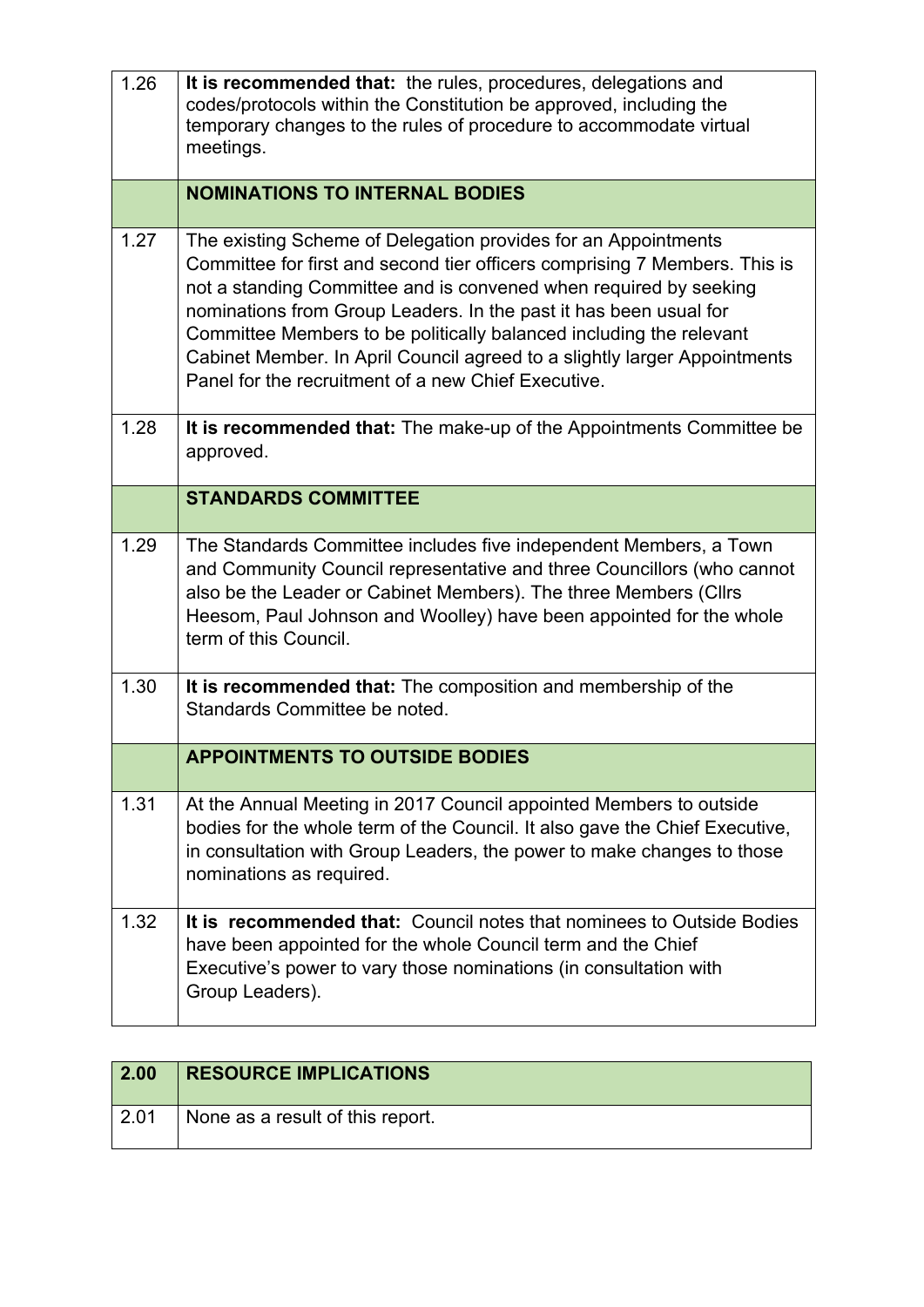| | |
|---|---|
| 1.26 | **It is recommended that:** the rules, procedures, delegations and codes/protocols within the Constitution be approved, including the temporary changes to the rules of procedure to accommodate virtual meetings. |
| | **NOMINATIONS TO INTERNAL BODIES** |
| 1.27 | The existing Scheme of Delegation provides for an Appointments Committee for first and second tier officers comprising 7 Members. This is not a standing Committee and is convened when required by seeking nominations from Group Leaders. In the past it has been usual for Committee Members to be politically balanced including the relevant Cabinet Member. In April Council agreed to a slightly larger Appointments Panel for the recruitment of a new Chief Executive. |
| 1.28 | **It is recommended that:** The make-up of the Appointments Committee be approved. |
| | **STANDARDS COMMITTEE** |
| 1.29 | The Standards Committee includes five independent Members, a Town and Community Council representative and three Councillors (who cannot also be the Leader or Cabinet Members). The three Members (Cllrs Heesom, Paul Johnson and Woolley) have been appointed for the whole term of this Council. |
| 1.30 | **It is recommended that:** The composition and membership of the Standards Committee be noted. |
| | **APPOINTMENTS TO OUTSIDE BODIES** |
| 1.31 | At the Annual Meeting in 2017 Council appointed Members to outside bodies for the whole term of the Council. It also gave the Chief Executive, in consultation with Group Leaders, the power to make changes to those nominations as required. |
| 1.32 | **It is recommended that:** Council notes that nominees to Outside Bodies have been appointed for the whole Council term and the Chief Executive's power to vary those nominations (in consultation with Group Leaders). |

| **2.00** | **RESOURCE IMPLICATIONS** |
|---|---|
| 2.01 | None as a result of this report. |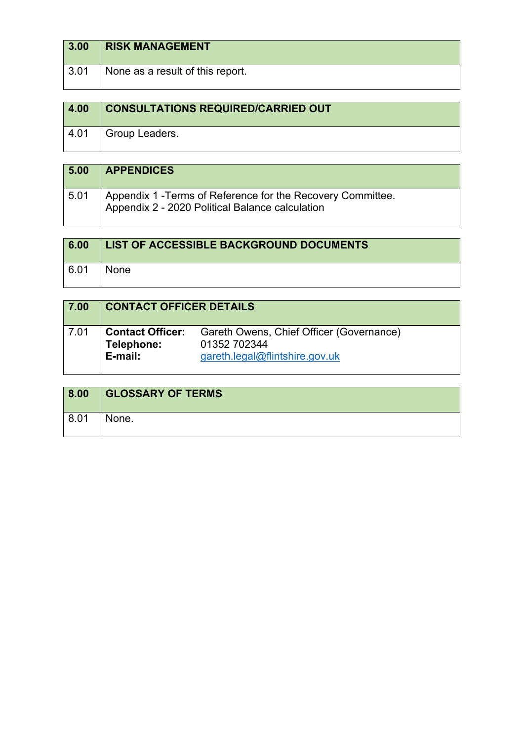| 3.00 | RISK MANAGEMENT |
|---|---|
| 3.01 | None as a result of this report. |

| 4.00 | CONSULTATIONS REQUIRED/CARRIED OUT |
|---|---|
| 4.01 | Group Leaders. |

| 5.00 | APPENDICES |
|---|---|
| 5.01 | Appendix 1 -Terms of Reference for the Recovery Committee.<br>Appendix 2 - 2020 Political Balance calculation |

| 6.00 | LIST OF ACCESSIBLE BACKGROUND DOCUMENTS |
|---|---|
| 6.01 | None |

| 7.00 | CONTACT OFFICER DETAILS |
|---|---|
| 7.01 | **Contact Officer:** Gareth Owens, Chief Officer (Governance)<br>**Telephone:** 01352 702344<br>**E-mail:** gareth.legal@flintshire.gov.uk |

| 8.00 | GLOSSARY OF TERMS |
|---|---|
| 8.01 | None. |